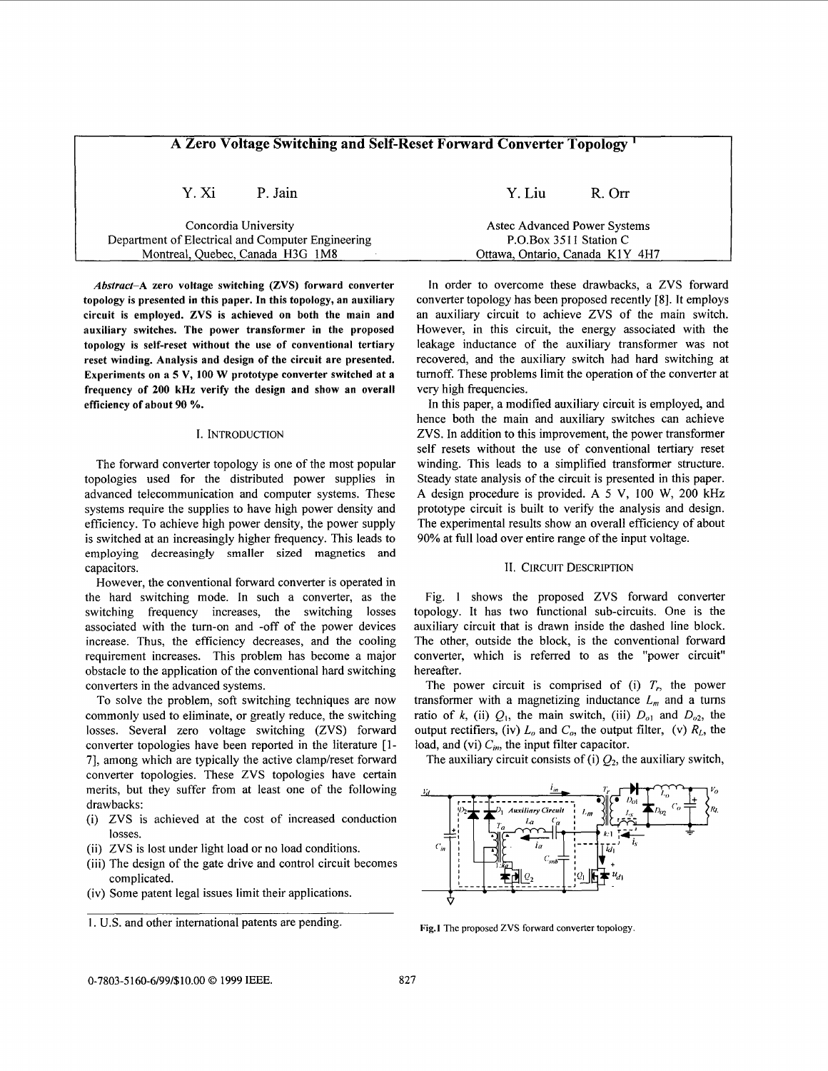# A Zero Voltage Switching and Self-Reset Forward Converter Topology [1]

Y. Xi P. Jain

Concordia University
Department of Electrical and Computer Engineering
Montreal, Quebec, Canada H3G 1M8

Y. Liu R. Orr

Astec Advanced Power Systems
P.O.Box 3511 Station C
Ottawa, Ontario, Canada K1Y 4H7

***Abstract*–A zero voltage switching (ZVS) forward converter topology is presented in this paper. In this topology, an auxiliary circuit is employed. ZVS is achieved on both the main and auxiliary switches. The power transformer in the proposed topology is self-reset without the use of conventional tertiary reset winding. Analysis and design of the circuit are presented. Experiments on a 5 V, 100 W prototype converter switched at a frequency of 200 kHz verify the design and show an overall efficiency of about 90 %.**

## I. INTRODUCTION

The forward converter topology is one of the most popular topologies used for the distributed power supplies in advanced telecommunication and computer systems. These systems require the supplies to have high power density and efficiency. To achieve high power density, the power supply is switched at an increasingly higher frequency. This leads to employing decreasingly smaller sized magnetics and capacitors.

However, the conventional forward converter is operated in the hard switching mode. In such a converter, as the switching frequency increases, the switching losses associated with the turn-on and -off of the power devices increase. Thus, the efficiency decreases, and the cooling requirement increases. This problem has become a major obstacle to the application of the conventional hard switching converters in the advanced systems.

To solve the problem, soft switching techniques are now commonly used to eliminate, or greatly reduce, the switching losses. Several zero voltage switching (ZVS) forward converter topologies have been reported in the literature [1-7], among which are typically the active clamp/reset forward converter topologies. These ZVS topologies have certain merits, but they suffer from at least one of the following drawbacks:

(i) ZVS is achieved at the cost of increased conduction losses.
(ii) ZVS is lost under light load or no load conditions.
(iii) The design of the gate drive and control circuit becomes complicated.
(iv) Some patent legal issues limit their applications.

1. U.S. and other international patents are pending.

In order to overcome these drawbacks, a ZVS forward converter topology has been proposed recently [8]. It employs an auxiliary circuit to achieve ZVS of the main switch. However, in this circuit, the energy associated with the leakage inductance of the auxiliary transformer was not recovered, and the auxiliary switch had hard switching at turnoff. These problems limit the operation of the converter at very high frequencies.

In this paper, a modified auxiliary circuit is employed, and hence both the main and auxiliary switches can achieve ZVS. In addition to this improvement, the power transformer self resets without the use of conventional tertiary reset winding. This leads to a simplified transformer structure. Steady state analysis of the circuit is presented in this paper. A design procedure is provided. A 5 V, 100 W, 200 kHz prototype circuit is built to verify the analysis and design. The experimental results show an overall efficiency of about 90% at full load over entire range of the input voltage.

## II. CIRCUIT DESCRIPTION

Fig. 1 shows the proposed ZVS forward converter topology. It has two functional sub-circuits. One is the auxiliary circuit that is drawn inside the dashed line block. The other, outside the block, is the conventional forward converter, which is referred to as the "power circuit" hereafter.

The power circuit is comprised of (i) $T_r$, the power transformer with a magnetizing inductance $L_m$ and a turns ratio of $k$, (ii) $Q_1$, the main switch, (iii) $D_{o1}$ and $D_{o2}$, the output rectifiers, (iv) $L_o$ and $C_o$, the output filter, (v) $R_L$, the load, and (vi) $C_{in}$, the input filter capacitor.

The auxiliary circuit consists of (i) $Q_2$, the auxiliary switch,

Fig.1 The proposed ZVS forward converter topology.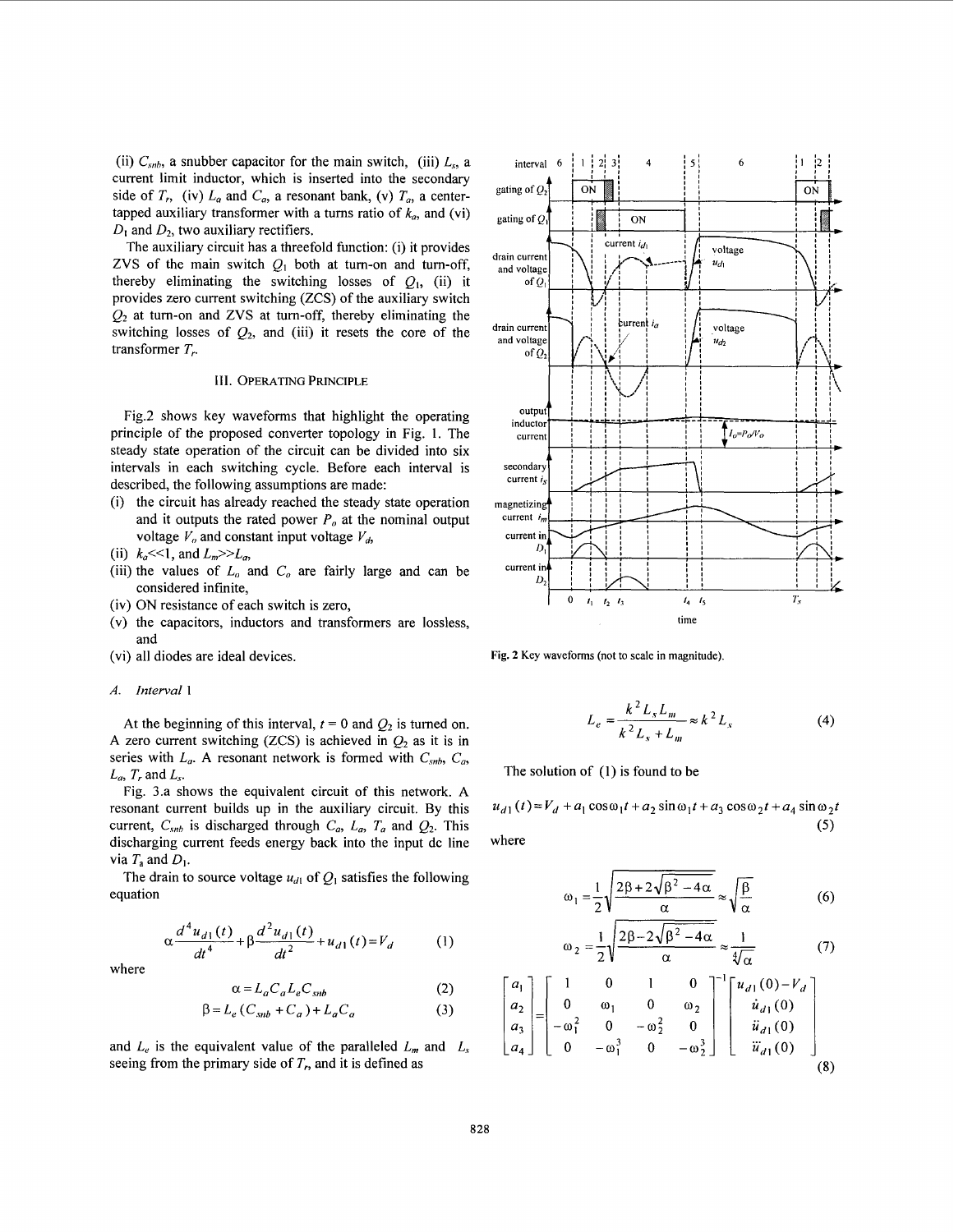(ii) $C_{snb}$, a snubber capacitor for the main switch, (iii) $L_s$, a current limit inductor, which is inserted into the secondary side of $T_r$, (iv) $L_a$ and $C_a$, a resonant bank, (v) $T_a$, a center-tapped auxiliary transformer with a turns ratio of $k_a$, and (vi) $D_1$ and $D_2$, two auxiliary rectifiers.

The auxiliary circuit has a threefold function: (i) it provides ZVS of the main switch $Q_1$ both at turn-on and turn-off, thereby eliminating the switching losses of $Q_1$, (ii) it provides zero current switching (ZCS) of the auxiliary switch $Q_2$ at turn-on and ZVS at turn-off, thereby eliminating the switching losses of $Q_2$, and (iii) it resets the core of the transformer $T_r$.

## III. OPERATING PRINCIPLE

Fig.2 shows key waveforms that highlight the operating principle of the proposed converter topology in Fig. 1. The steady state operation of the circuit can be divided into six intervals in each switching cycle. Before each interval is described, the following assumptions are made:

(i) the circuit has already reached the steady state operation and it outputs the rated power $P_o$ at the nominal output voltage $V_o$ and constant input voltage $V_d$,
(ii) $k_a$<<1, and $L_m$>>$L_a$,
(iii) the values of $L_o$ and $C_o$ are fairly large and can be considered infinite,
(iv) ON resistance of each switch is zero,
(v) the capacitors, inductors and transformers are lossless, and
(vi) all diodes are ideal devices.

Fig. 2 Key waveforms (not to scale in magnitude).

### A. Interval 1

At the beginning of this interval, $t = 0$ and $Q_2$ is turned on. A zero current switching (ZCS) is achieved in $Q_2$ as it is in series with $L_a$. A resonant network is formed with $C_{snb}$, $C_a$, $L_a$, $T_r$ and $L_s$.

Fig. 3.a shows the equivalent circuit of this network. A resonant current builds up in the auxiliary circuit. By this current, $C_{snb}$ is discharged through $C_a$, $L_a$, $T_a$ and $Q_2$. This discharging current feeds energy back into the input dc line via $T_a$ and $D_1$.

The drain to source voltage $u_{d1}$ of $Q_1$ satisfies the following equation

$$\alpha \frac{d^4 u_{d1}(t)}{dt^4} + \beta \frac{d^2 u_{d1}(t)}{dt^2} + u_{d1}(t) = V_d \tag{1}$$

where

$$\alpha = L_a C_a L_e C_{snb} \tag{2}$$

$$\beta = L_e (C_{snb} + C_a) + L_a C_a \tag{3}$$

and $L_e$ is the equivalent value of the paralleled $L_m$ and $L_s$ seeing from the primary side of $T_r$, and it is defined as

$$L_e = \frac{k^2 L_s L_m}{k^2 L_s + L_m} \approx k^2 L_s \tag{4}$$

The solution of (1) is found to be

$$u_{d1}(t) = V_d + a_1 \cos\omega_1 t + a_2 \sin\omega_1 t + a_3 \cos\omega_2 t + a_4 \sin\omega_2 t \tag{5}$$

where

$$\omega_1 = \frac{1}{2}\sqrt{\frac{2\beta + 2\sqrt{\beta^2 - 4\alpha}}{\alpha}} \approx \sqrt{\frac{\beta}{\alpha}} \tag{6}$$

$$\omega_2 = \frac{1}{2}\sqrt{\frac{2\beta - 2\sqrt{\beta^2 - 4\alpha}}{\alpha}} \approx \frac{1}{\sqrt[4]{\alpha}} \tag{7}$$

$$\begin{bmatrix} a_1 \\ a_2 \\ a_3 \\ a_4 \end{bmatrix} = \begin{bmatrix} 1 & 0 & 1 & 0 \\ 0 & \omega_1 & 0 & \omega_2 \\ -\omega_1^2 & 0 & -\omega_2^2 & 0 \\ 0 & -\omega_1^3 & 0 & -\omega_2^3 \end{bmatrix}^{-1} \begin{bmatrix} u_{d1}(0) - V_d \\ \dot{u}_{d1}(0) \\ \ddot{u}_{d1}(0) \\ \dddot{u}_{d1}(0) \end{bmatrix} \tag{8}$$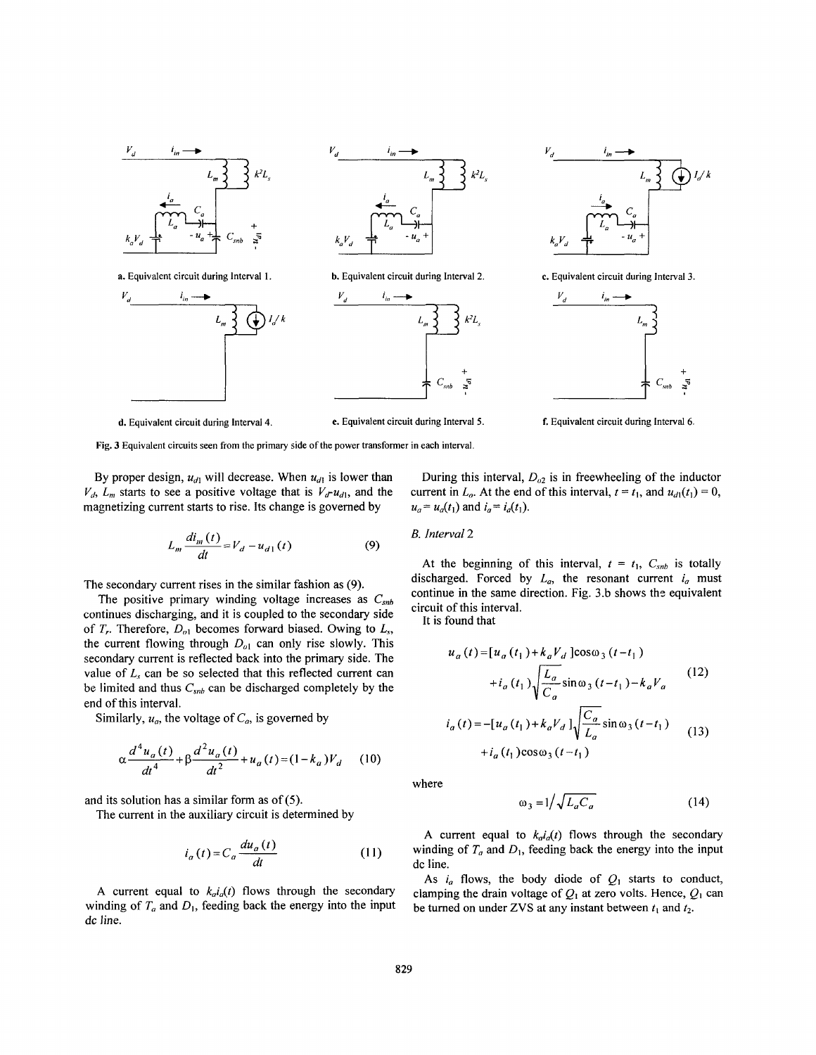a. Equivalent circuit during Interval 1.

b. Equivalent circuit during Interval 2.

c. Equivalent circuit during Interval 3.

d. Equivalent circuit during Interval 4.

e. Equivalent circuit during Interval 5.

f. Equivalent circuit during Interval 6.

Fig. 3 Equivalent circuits seen from the primary side of the power transformer in each interval.

By proper design, $u_{d1}$ will decrease. When $u_{d1}$ is lower than $V_d$, $L_m$ starts to see a positive voltage that is $V_d$-$u_{d1}$, and the magnetizing current starts to rise. Its change is governed by

$$L_m \frac{di_m(t)}{dt} = V_d - u_{d1}(t) \tag{9}$$

The secondary current rises in the similar fashion as (9).

The positive primary winding voltage increases as $C_{snb}$ continues discharging, and it is coupled to the secondary side of $T_r$. Therefore, $D_{o1}$ becomes forward biased. Owing to $L_s$, the current flowing through $D_{o1}$ can only rise slowly. This secondary current is reflected back into the primary side. The value of $L_s$ can be so selected that this reflected current can be limited and thus $C_{snb}$ can be discharged completely by the end of this interval.

Similarly, $u_a$, the voltage of $C_a$, is governed by

$$\alpha \frac{d^4 u_a(t)}{dt^4} + \beta \frac{d^2 u_a(t)}{dt^2} + u_a(t) = (1 - k_a)V_d \tag{10}$$

and its solution has a similar form as of (5).

The current in the auxiliary circuit is determined by

$$i_a(t) = C_a \frac{du_a(t)}{dt} \tag{11}$$

A current equal to $k_a i_a(t)$ flows through the secondary winding of $T_a$ and $D_1$, feeding back the energy into the input dc line.

During this interval, $D_{o2}$ is in freewheeling of the inductor current in $L_o$. At the end of this interval, $t = t_1$, and $u_{d1}(t_1) = 0$, $u_a = u_a(t_1)$ and $i_a = i_a(t_1)$.

### B. Interval 2

At the beginning of this interval, $t = t_1$, $C_{snb}$ is totally discharged. Forced by $L_a$, the resonant current $i_a$ must continue in the same direction. Fig. 3.b shows the equivalent circuit of this interval.

It is found that

$$u_a(t) = [u_a(t_1) + k_a V_d]\cos\omega_3(t - t_1) + i_a(t_1)\sqrt{\frac{L_a}{C_a}}\sin\omega_3(t - t_1) - k_a V_a \tag{12}$$

$$i_a(t) = -[u_a(t_1) + k_a V_d]\sqrt{\frac{C_a}{L_a}}\sin\omega_3(t - t_1) + i_a(t_1)\cos\omega_3(t - t_1) \tag{13}$$

where

$$\omega_3 = 1/\sqrt{L_a C_a} \tag{14}$$

A current equal to $k_a i_a(t)$ flows through the secondary winding of $T_a$ and $D_1$, feeding back the energy into the input dc line.

As $i_a$ flows, the body diode of $Q_1$ starts to conduct, clamping the drain voltage of $Q_1$ at zero volts. Hence, $Q_1$ can be turned on under ZVS at any instant between $t_1$ and $t_2$.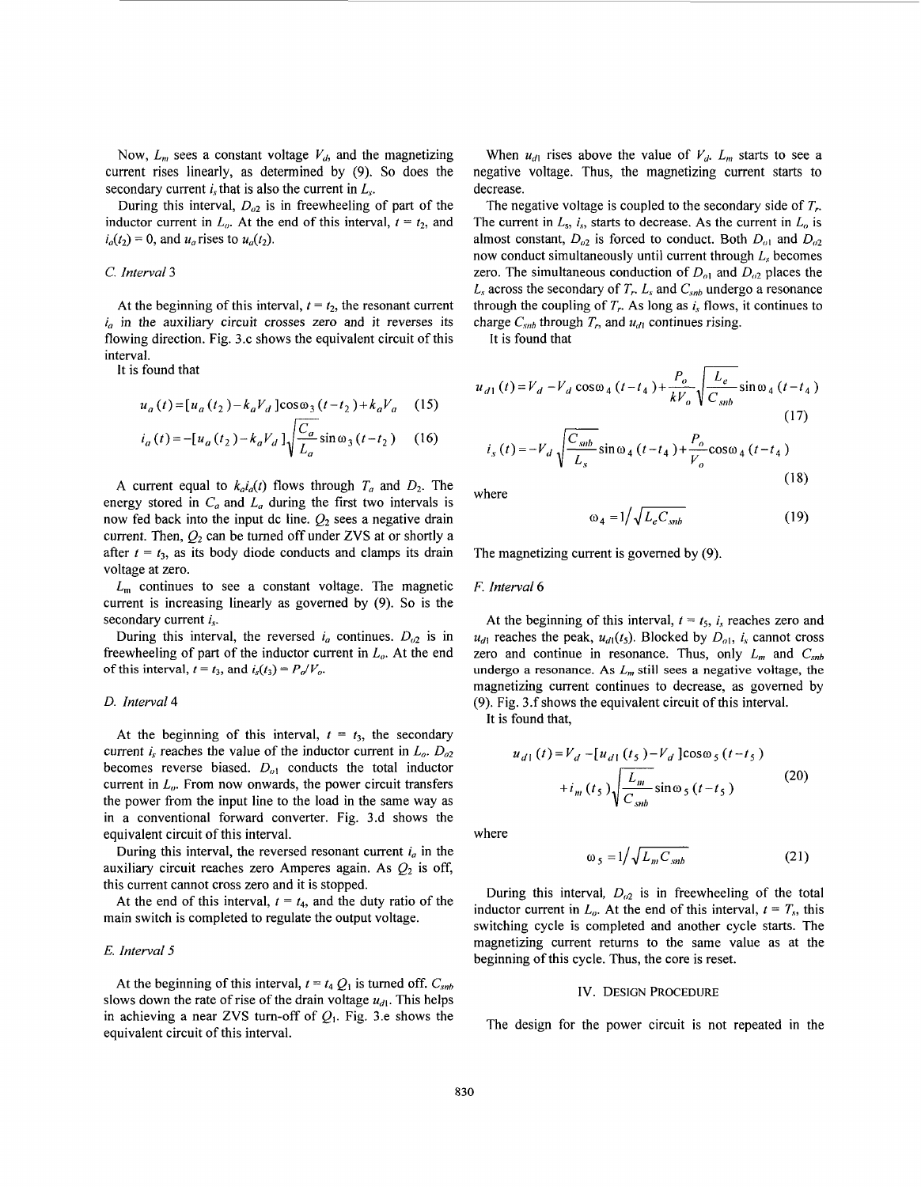Now, $L_m$ sees a constant voltage $V_d$, and the magnetizing current rises linearly, as determined by (9). So does the secondary current $i_s$ that is also the current in $L_s$.

During this interval, $D_{o2}$ is in freewheeling of part of the inductor current in $L_o$. At the end of this interval, $t = t_2$, and $i_a(t_2) = 0$, and $u_a$ rises to $u_a(t_2)$.

### C. Interval 3

At the beginning of this interval, $t = t_2$, the resonant current $i_a$ in the auxiliary circuit crosses zero and it reverses its flowing direction. Fig. 3.c shows the equivalent circuit of this interval.

It is found that

$$u_a(t) = [u_a(t_2) - k_a V_d]\cos\omega_3(t - t_2) + k_a V_a \quad (15)$$

$$i_a(t) = -[u_a(t_2) - k_a V_d]\sqrt{\frac{C_a}{L_a}}\sin\omega_3(t - t_2) \quad (16)$$

A current equal to $k_a i_a(t)$ flows through $T_a$ and $D_2$. The energy stored in $C_a$ and $L_a$ during the first two intervals is now fed back into the input dc line. $Q_2$ sees a negative drain current. Then, $Q_2$ can be turned off under ZVS at or shortly a after $t = t_3$, as its body diode conducts and clamps its drain voltage at zero.

$L_m$ continues to see a constant voltage. The magnetic current is increasing linearly as governed by (9). So is the secondary current $i_s$.

During this interval, the reversed $i_a$ continues. $D_{o2}$ is in freewheeling of part of the inductor current in $L_o$. At the end of this interval, $t = t_3$, and $i_s(t_3) = P_o/V_o$.

### D. Interval 4

At the beginning of this interval, $t = t_3$, the secondary current $i_s$ reaches the value of the inductor current in $L_o$. $D_{o2}$ becomes reverse biased. $D_{o1}$ conducts the total inductor current in $L_o$. From now onwards, the power circuit transfers the power from the input line to the load in the same way as in a conventional forward converter. Fig. 3.d shows the equivalent circuit of this interval.

During this interval, the reversed resonant current $i_a$ in the auxiliary circuit reaches zero Amperes again. As $Q_2$ is off, this current cannot cross zero and it is stopped.

At the end of this interval, $t = t_4$, and the duty ratio of the main switch is completed to regulate the output voltage.

### E. Interval 5

At the beginning of this interval, $t = t_4$ $Q_1$ is turned off. $C_{snb}$ slows down the rate of rise of the drain voltage $u_{d1}$. This helps in achieving a near ZVS turn-off of $Q_1$. Fig. 3.e shows the equivalent circuit of this interval.

When $u_{d1}$ rises above the value of $V_d$, $L_m$ starts to see a negative voltage. Thus, the magnetizing current starts to decrease.

The negative voltage is coupled to the secondary side of $T_r$. The current in $L_s$, $i_s$, starts to decrease. As the current in $L_o$ is almost constant, $D_{o2}$ is forced to conduct. Both $D_{o1}$ and $D_{o2}$ now conduct simultaneously until current through $L_s$ becomes zero. The simultaneous conduction of $D_{o1}$ and $D_{o2}$ places the $L_s$ across the secondary of $T_r$. $L_s$ and $C_{snb}$ undergo a resonance through the coupling of $T_r$. As long as $i_s$ flows, it continues to charge $C_{snb}$ through $T_r$, and $u_{d1}$ continues rising.

It is found that

$$u_{d1}(t) = V_d - V_d\cos\omega_4(t - t_4) + \frac{P_o}{kV_o}\sqrt{\frac{L_e}{C_{snb}}}\sin\omega_4(t - t_4) \quad (17)$$

$$i_s(t) = -V_d\sqrt{\frac{C_{snb}}{L_s}}\sin\omega_4(t - t_4) + \frac{P_o}{V_o}\cos\omega_4(t - t_4) \quad (18)$$

where

$$\omega_4 = 1/\sqrt{L_e C_{snb}} \quad (19)$$

The magnetizing current is governed by (9).

### F. Interval 6

At the beginning of this interval, $t = t_5$, $i_s$ reaches zero and $u_{d1}$ reaches the peak, $u_{d1}(t_5)$. Blocked by $D_{o1}$, $i_s$ cannot cross zero and continue in resonance. Thus, only $L_m$ and $C_{snb}$ undergo a resonance. As $L_m$ still sees a negative voltage, the magnetizing current continues to decrease, as governed by (9). Fig. 3.f shows the equivalent circuit of this interval.

It is found that,

$$u_{d1}(t) = V_d - [u_{d1}(t_5) - V_d]\cos\omega_5(t - t_5) + i_m(t_5)\sqrt{\frac{L_m}{C_{snb}}}\sin\omega_5(t - t_5) \quad (20)$$

where

$$\omega_5 = 1/\sqrt{L_m C_{snb}} \quad (21)$$

During this interval, $D_{o2}$ is in freewheeling of the total inductor current in $L_o$. At the end of this interval, $t = T_s$, this switching cycle is completed and another cycle starts. The magnetizing current returns to the same value as at the beginning of this cycle. Thus, the core is reset.

## IV. Design Procedure

The design for the power circuit is not repeated in the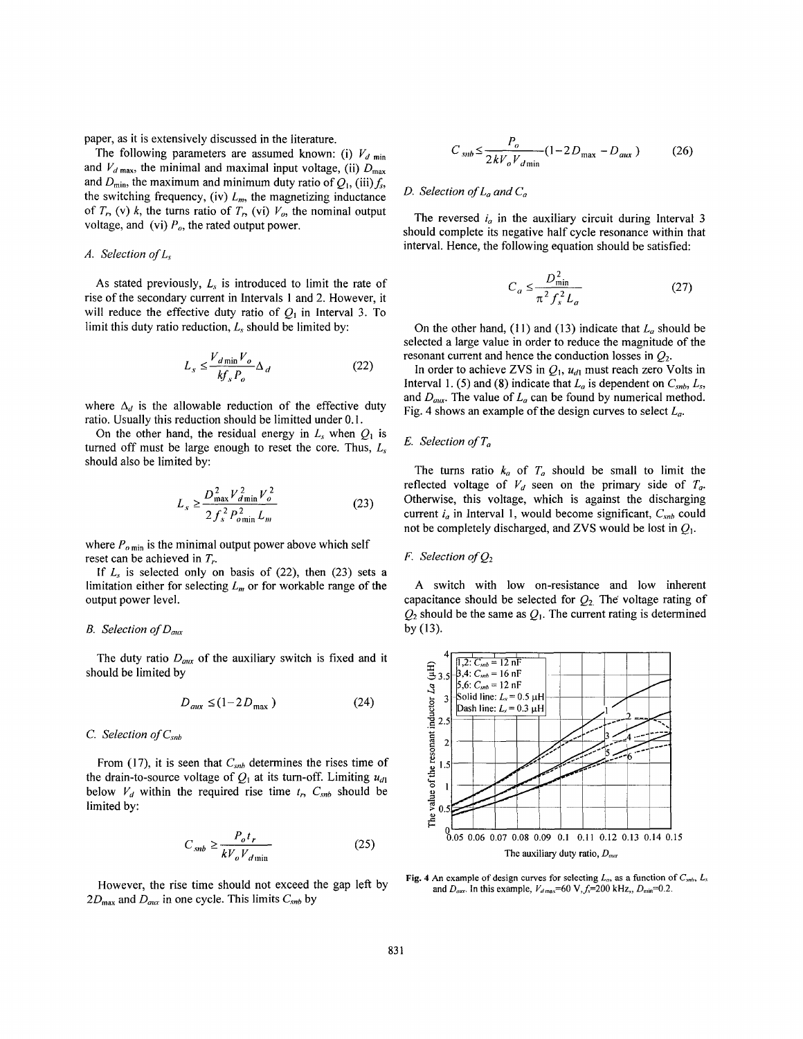paper, as it is extensively discussed in the literature.

The following parameters are assumed known: (i) $V_{d\min}$ and $V_{d\max}$, the minimal and maximal input voltage, (ii) $D_{\max}$ and $D_{\min}$, the maximum and minimum duty ratio of $Q_1$, (iii) $f_s$, the switching frequency, (iv) $L_m$, the magnetizing inductance of $T_r$, (v) $k$, the turns ratio of $T_r$, (vi) $V_o$, the nominal output voltage, and (vi) $P_o$, the rated output power.

### A. Selection of $L_s$

As stated previously, $L_s$ is introduced to limit the rate of rise of the secondary current in Intervals 1 and 2. However, it will reduce the effective duty ratio of $Q_1$ in Interval 3. To limit this duty ratio reduction, $L_s$ should be limited by:

$$L_s \leq \frac{V_{d\min} V_o}{k f_s P_o} \Delta_d \tag{22}$$

where $\Delta_d$ is the allowable reduction of the effective duty ratio. Usually this reduction should be limitted under 0.1.

On the other hand, the residual energy in $L_s$ when $Q_1$ is turned off must be large enough to reset the core. Thus, $L_s$ should also be limited by:

$$L_s \geq \frac{D_{\max}^2 V_{d\min}^2 V_o^2}{2 f_s^2 P_{o\min}^2 L_m} \tag{23}$$

where $P_{o\min}$ is the minimal output power above which self reset can be achieved in $T_r$.

If $L_s$ is selected only on basis of (22), then (23) sets a limitation either for selecting $L_m$ or for workable range of the output power level.

### B. Selection of $D_{aux}$

The duty ratio $D_{aux}$ of the auxiliary switch is fixed and it should be limited by

$$D_{aux} \leq (1 - 2D_{\max}) \tag{24}$$

### C. Selection of $C_{snb}$

From (17), it is seen that $C_{snb}$ determines the rises time of the drain-to-source voltage of $Q_1$ at its turn-off. Limiting $u_{d1}$ below $V_d$ within the required rise time $t_r$, $C_{snb}$ should be limited by:

$$C_{snb} \geq \frac{P_o t_r}{k V_o V_{d\min}} \tag{25}$$

However, the rise time should not exceed the gap left by $2D_{\max}$ and $D_{aux}$ in one cycle. This limits $C_{snb}$ by

$$C_{snb} \leq \frac{P_o}{2 k V_o V_{d\min}} (1 - 2D_{\max} - D_{aux}) \tag{26}$$

### D. Selection of $L_a$ and $C_a$

The reversed $i_a$ in the auxiliary circuit during Interval 3 should complete its negative half cycle resonance within that interval. Hence, the following equation should be satisfied:

$$C_a \leq \frac{D_{\min}^2}{\pi^2 f_s^2 L_a} \tag{27}$$

On the other hand, (11) and (13) indicate that $L_a$ should be selected a large value in order to reduce the magnitude of the resonant current and hence the conduction losses in $Q_2$.

In order to achieve ZVS in $Q_1$, $u_{d1}$ must reach zero Volts in Interval 1. (5) and (8) indicate that $L_a$ is dependent on $C_{snb}$, $L_s$, and $D_{aux}$. The value of $L_a$ can be found by numerical method. Fig. 4 shows an example of the design curves to select $L_a$.

### E. Selection of $T_a$

The turns ratio $k_a$ of $T_a$ should be small to limit the reflected voltage of $V_d$ seen on the primary side of $T_a$. Otherwise, this voltage, which is against the discharging current $i_a$ in Interval 1, would become significant, $C_{snb}$ could not be completely discharged, and ZVS would be lost in $Q_1$.

### F. Selection of $Q_2$

A switch with low on-resistance and low inherent capacitance should be selected for $Q_2$. The voltage rating of $Q_2$ should be the same as $Q_1$. The current rating is determined by (13).

Fig. 4 An example of design curves for selecting $L_a$, as a function of $C_{snb}$, $L_s$ and $D_{aux}$. In this example, $V_{d\max}$=60 V, $f_s$=200 kHz, $D_{\min}$=0.2.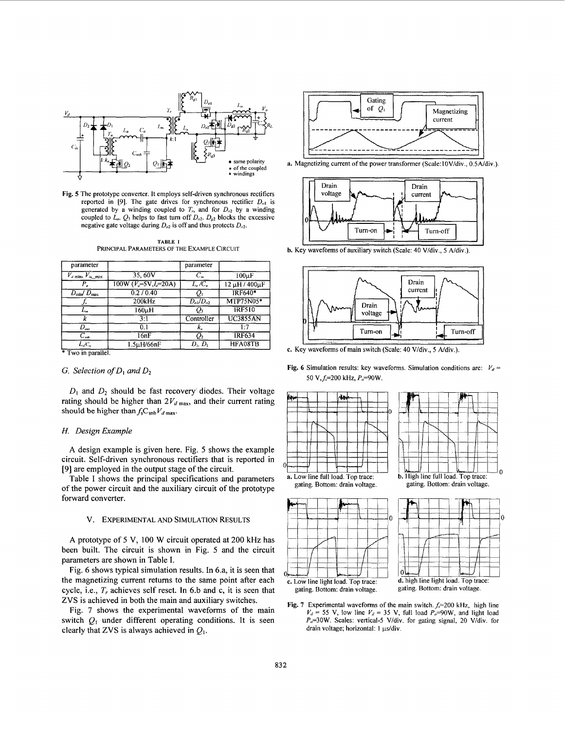Fig. 5 The prototype converter. It employs self-driven synchronous rectifiers reported in [9]. The gate drives for synchronous rectifier $D_{o1}$ is generated by a winding coupled to $T_r$, and for $D_{o2}$ by a winding coupled to $L_o$. $Q_3$ helps to fast turn off $D_{o2}$. $D_{g2}$ blocks the excessive negative gate voltage during $D_{o2}$ is off and thus protects $D_{o2}$.

TABLE I
PRINCIPAL PARAMETERS OF THE EXAMPLE CIRCUIT

| parameter | | parameter | |
|---|---|---|---|
| $V_{d\,min}$, $V_{in\_max}$ | 35, 60V | $C_{in}$ | 100μF |
| $P_o$ | 100W ($V_o$=5V,$I_o$=20A) | $L_o$/$C_o$ | 12 μH / 400μF |
| $D_{min}$/ $D_{max}$ | 0.2 / 0.40 | $Q_1$ | IRF640* |
| $f_s$ | 200kHz | $D_{o1}$/$D_{o2}$ | MTP75N05* |
| $L_m$ | 160μH | $Q_3$ | IRF510 |
| $k$ | 3:1 | Controller | UC3855AN |
| $D_{aux}$ | 0.1 | $k_a$ | 1:7 |
| $C_{snb}$ | 16nF | $Q_2$ | IRF634 |
| $L_r$/$C_a$ | 1.5μH/66nF | $D_1$, $D_2$ | HFA08TB |

\* Two in parallel.

### G. Selection of $D_1$ and $D_2$

$D_1$ and $D_2$ should be fast recovery diodes. Their voltage rating should be higher than $2V_{d\,max}$, and their current rating should be higher than $f_s C_{snb} V_{d\,max}$.

### H. Design Example

A design example is given here. Fig. 5 shows the example circuit. Self-driven synchronous rectifiers that is reported in [9] are employed in the output stage of the circuit.

Table I shows the principal specifications and parameters of the power circuit and the auxiliary circuit of the prototype forward converter.

## V. EXPERIMENTAL AND SIMULATION RESULTS

A prototype of 5 V, 100 W circuit operated at 200 kHz has been built. The circuit is shown in Fig. 5 and the circuit parameters are shown in Table I.

Fig. 6 shows typical simulation results. In 6.a, it is seen that the magnetizing current returns to the same point after each cycle, i.e., $T_r$ achieves self reset. In 6.b and c, it is seen that ZVS is achieved in both the main and auxiliary switches.

Fig. 7 shows the experimental waveforms of the main switch $Q_1$ under different operating conditions. It is seen clearly that ZVS is always achieved in $Q_1$.

a. Magnetizing current of the power transformer (Scale:10V/div., 0.5A/div.).

b. Key waveforms of auxiliary switch (Scale: 40 V/div., 5 A/div.).

c. Key waveforms of main switch (Scale: 40 V/div., 5 A/div.).

Fig. 6 Simulation results: key waveforms. Simulation conditions are: $V_d$ = 50 V, $f_s$=200 kHz, $P_o$=90W.

a. Low line full load. Top trace: gating. Bottom: drain voltage.

b. High line full load. Top trace: gating. Bottom: drain voltage.

c. Low line light load. Top trace: gating. Bottom: drain voltage.

d. high line light load. Top trace: gating. Bottom: drain voltage.

Fig. 7 Experimental waveforms of the main switch. $f_s$=200 kHz, high line $V_d$ = 55 V, low line $V_d$ = 35 V, full load $P_o$=90W, and light load $P_o$=30W. Scales: vertical-5 V/div. for gating signal, 20 V/div. for drain voltage; horizontal: 1 μs/div.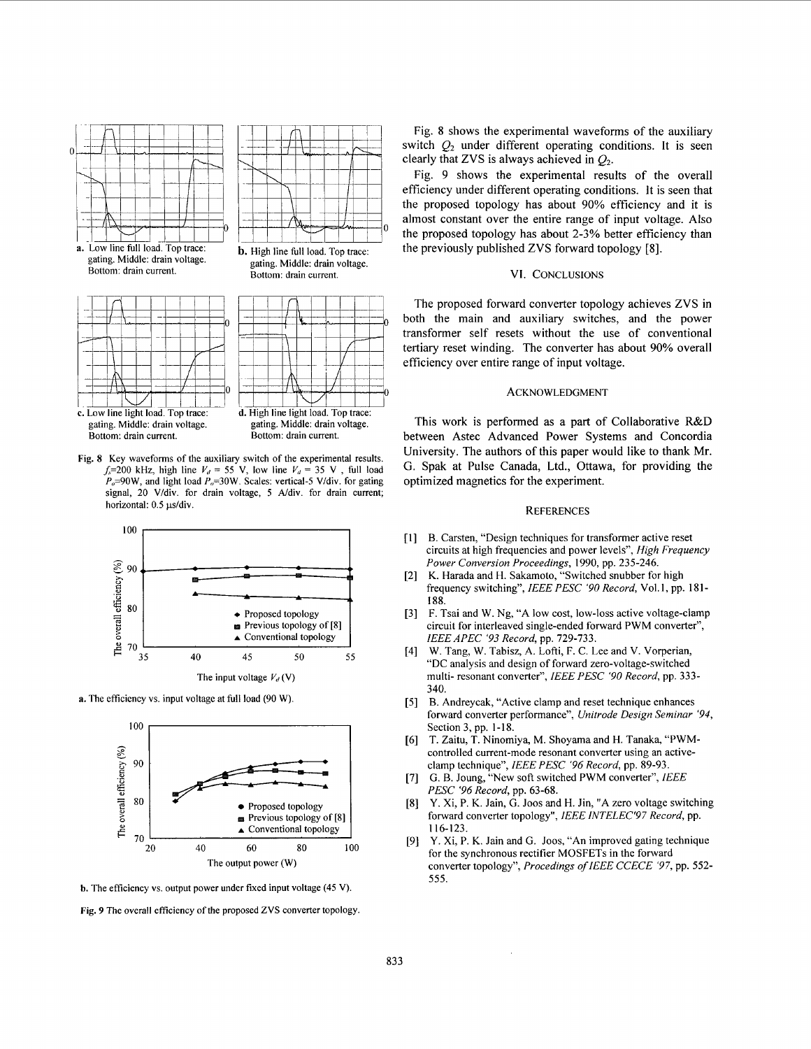0

0

a. Low line full load. Top trace: gating. Middle: drain voltage. Bottom: drain current.

0

b. High line full load. Top trace: gating. Middle: drain voltage. Bottom: drain current.

0

0

c. Low line light load. Top trace: gating. Middle: drain voltage. Bottom: drain current.

0

0

d. High line light load. Top trace: gating. Middle: drain voltage. Bottom: drain current.

**Fig. 8** Key waveforms of the auxiliary switch of the experimental results. $f_s$=200 kHz, high line $V_d$ = 55 V, low line $V_d$ = 35 V , full load $P_o$=90W, and light load $P_o$=30W. Scales: vertical-5 V/div. for gating signal, 20 V/div. for drain voltage, 5 A/div. for drain current; horizontal: 0.5 μs/div.

100

90

80

70

The overall efficiency (%)

35 40 45 50 55

The input voltage $V_d$ (V)

◆ Proposed topology
▩ Previous topology of [8]
▲ Conventional topology

a. The efficiency vs. input voltage at full load (90 W).

100

90

80

70

The overall efficiency (%)

20 40 60 80 100

The output power (W)

● Proposed topology
▩ Previous topology of [8]
▲ Conventional topology

b. The efficiency vs. output power under fixed input voltage (45 V).

**Fig. 9** The overall efficiency of the proposed ZVS converter topology.

Fig. 8 shows the experimental waveforms of the auxiliary switch $Q_2$ under different operating conditions. It is seen clearly that ZVS is always achieved in $Q_2$.

Fig. 9 shows the experimental results of the overall efficiency under different operating conditions. It is seen that the proposed topology has about 90% efficiency and it is almost constant over the entire range of input voltage. Also the proposed topology has about 2-3% better efficiency than the previously published ZVS forward topology [8].

## VI. Conclusions

The proposed forward converter topology achieves ZVS in both the main and auxiliary switches, and the power transformer self resets without the use of conventional tertiary reset winding. The converter has about 90% overall efficiency over entire range of input voltage.

## Acknowledgment

This work is performed as a part of Collaborative R&D between Astec Advanced Power Systems and Concordia University. The authors of this paper would like to thank Mr. G. Spak at Pulse Canada, Ltd., Ottawa, for providing the optimized magnetics for the experiment.

## References

[1] B. Carsten, "Design techniques for transformer active reset circuits at high frequencies and power levels", *High Frequency Power Conversion Proceedings*, 1990, pp. 235-246.

[2] K. Harada and H. Sakamoto, "Switched snubber for high frequency switching", *IEEE PESC '90 Record*, Vol.1, pp. 181-188.

[3] F. Tsai and W. Ng, "A low cost, low-loss active voltage-clamp circuit for interleaved single-ended forward PWM converter", *IEEE APEC '93 Record*, pp. 729-733.

[4] W. Tang, W. Tabisz, A. Lofti, F. C. Lee and V. Vorperian, "DC analysis and design of forward zero-voltage-switched multi- resonant converter", *IEEE PESC '90 Record*, pp. 333-340.

[5] B. Andreycak, "Active clamp and reset technique enhances forward converter performance", *Unitrode Design Seminar '94*, Section 3, pp. 1-18.

[6] T. Zaitu, T. Ninomiya, M. Shoyama and H. Tanaka, "PWM-controlled current-mode resonant converter using an active-clamp technique", *IEEE PESC '96 Record*, pp. 89-93.

[7] G. B. Joung, "New soft switched PWM converter", *IEEE PESC '96 Record*, pp. 63-68.

[8] Y. Xi, P. K. Jain, G. Joos and H. Jin, "A zero voltage switching forward converter topology", *IEEE INTELEC'97 Record*, pp. 116-123.

[9] Y. Xi, P. K. Jain and G. Joos, "An improved gating technique for the synchronous rectifier MOSFETs in the forward converter topology", *Procedings of IEEE CCECE '97*, pp. 552-555.